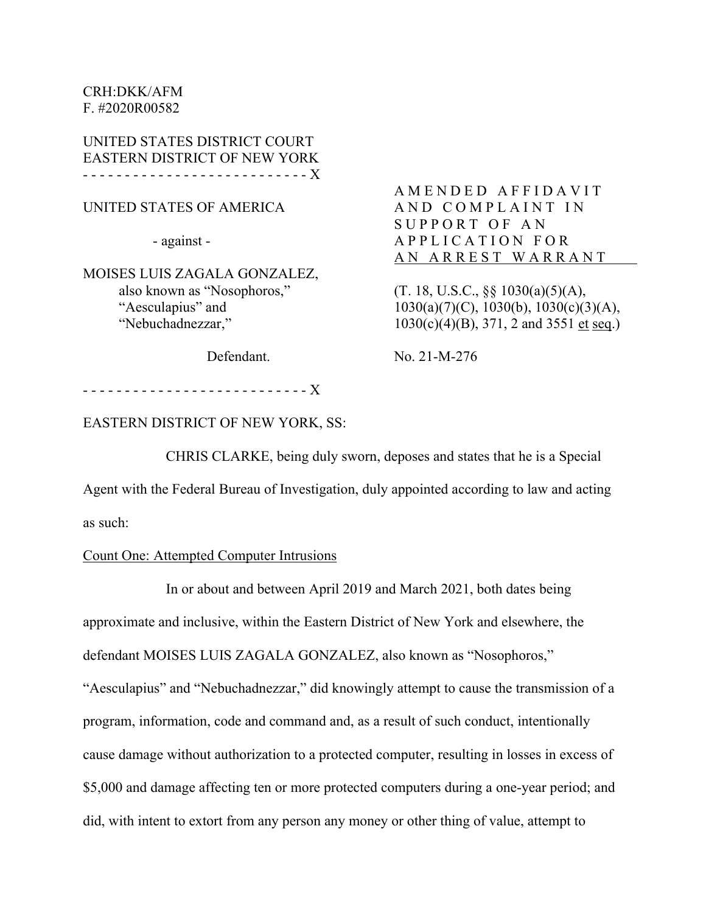CRH:DKK/AFM
F. #2020R00582

UNITED STATES DISTRICT COURT
EASTERN DISTRICT OF NEW YORK
- - - - - - - - - - - - - - - - - - - - - - - - - - X

UNITED STATES OF AMERICA

- against -

MOISES LUIS ZAGALA GONZALEZ,
also known as "Nosophoros,"
"Aesculapius" and
"Nebuchadnezzar,"

Defendant.

- - - - - - - - - - - - - - - - - - - - - - - - - - X

AMENDED AFFIDAVIT AND COMPLAINT IN SUPPORT OF AN APPLICATION FOR AN ARREST WARRANT

(T. 18, U.S.C., §§ 1030(a)(5)(A), 1030(a)(7)(C), 1030(b), 1030(c)(3)(A), 1030(c)(4)(B), 371, 2 and 3551 et seq.)

No. 21-M-276

EASTERN DISTRICT OF NEW YORK, SS:

CHRIS CLARKE, being duly sworn, deposes and states that he is a Special Agent with the Federal Bureau of Investigation, duly appointed according to law and acting as such:

Count One: Attempted Computer Intrusions

In or about and between April 2019 and March 2021, both dates being approximate and inclusive, within the Eastern District of New York and elsewhere, the defendant MOISES LUIS ZAGALA GONZALEZ, also known as "Nosophoros," "Aesculapius" and "Nebuchadnezzar," did knowingly attempt to cause the transmission of a program, information, code and command and, as a result of such conduct, intentionally cause damage without authorization to a protected computer, resulting in losses in excess of $5,000 and damage affecting ten or more protected computers during a one-year period; and did, with intent to extort from any person any money or other thing of value, attempt to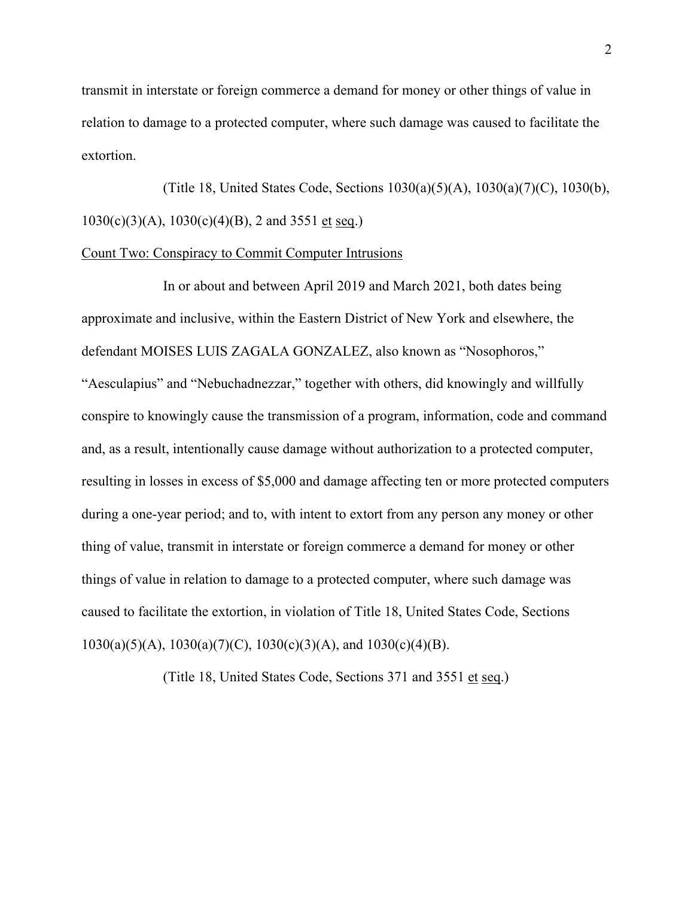transmit in interstate or foreign commerce a demand for money or other things of value in relation to damage to a protected computer, where such damage was caused to facilitate the extortion.

(Title 18, United States Code, Sections 1030(a)(5)(A), 1030(a)(7)(C), 1030(b), 1030(c)(3)(A), 1030(c)(4)(B), 2 and 3551 et seq.)

Count Two: Conspiracy to Commit Computer Intrusions

In or about and between April 2019 and March 2021, both dates being approximate and inclusive, within the Eastern District of New York and elsewhere, the defendant MOISES LUIS ZAGALA GONZALEZ, also known as "Nosophoros," "Aesculapius" and "Nebuchadnezzar," together with others, did knowingly and willfully conspire to knowingly cause the transmission of a program, information, code and command and, as a result, intentionally cause damage without authorization to a protected computer, resulting in losses in excess of $5,000 and damage affecting ten or more protected computers during a one-year period; and to, with intent to extort from any person any money or other thing of value, transmit in interstate or foreign commerce a demand for money or other things of value in relation to damage to a protected computer, where such damage was caused to facilitate the extortion, in violation of Title 18, United States Code, Sections 1030(a)(5)(A), 1030(a)(7)(C), 1030(c)(3)(A), and 1030(c)(4)(B).

(Title 18, United States Code, Sections 371 and 3551 et seq.)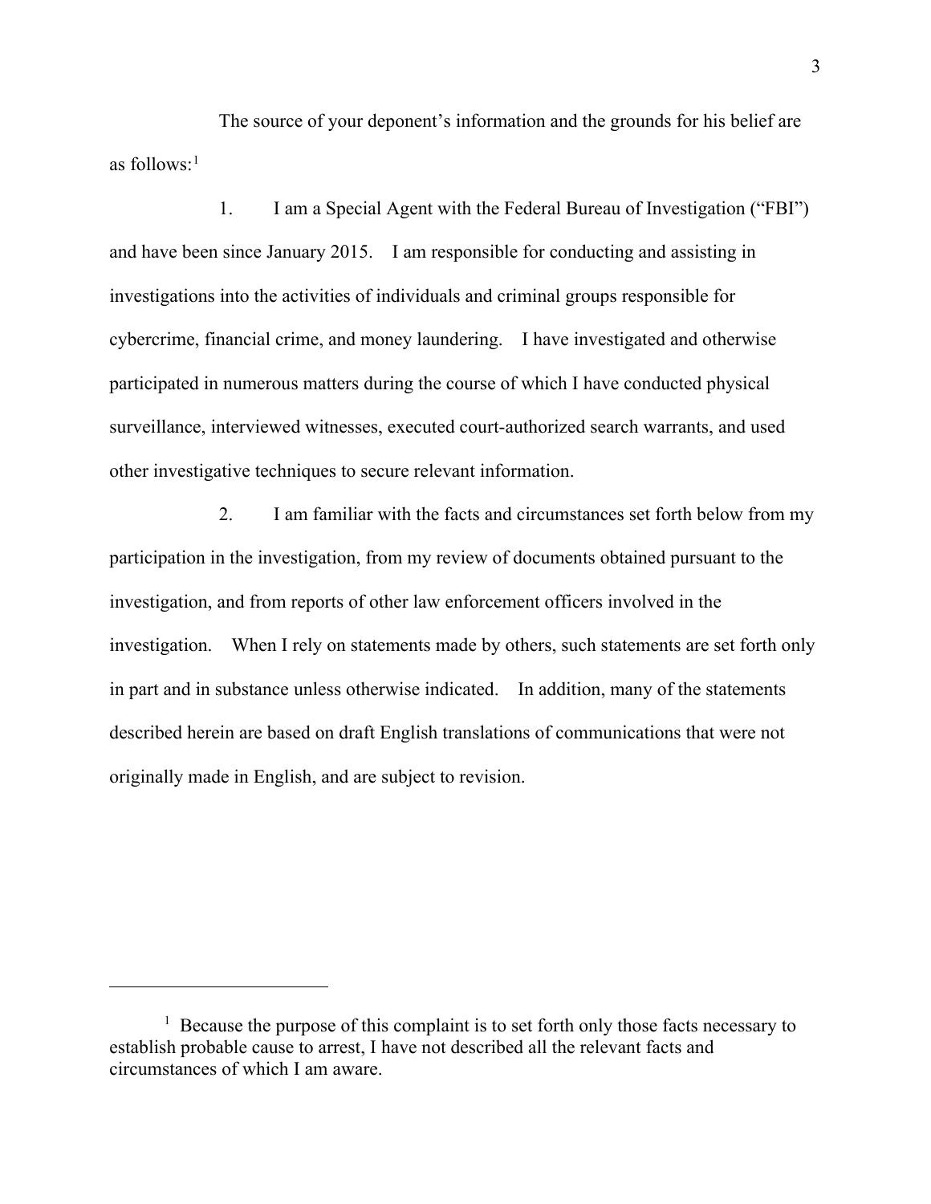The source of your deponent's information and the grounds for his belief are as follows:[1]

1. I am a Special Agent with the Federal Bureau of Investigation ("FBI") and have been since January 2015. I am responsible for conducting and assisting in investigations into the activities of individuals and criminal groups responsible for cybercrime, financial crime, and money laundering. I have investigated and otherwise participated in numerous matters during the course of which I have conducted physical surveillance, interviewed witnesses, executed court-authorized search warrants, and used other investigative techniques to secure relevant information.

2. I am familiar with the facts and circumstances set forth below from my participation in the investigation, from my review of documents obtained pursuant to the investigation, and from reports of other law enforcement officers involved in the investigation. When I rely on statements made by others, such statements are set forth only in part and in substance unless otherwise indicated. In addition, many of the statements described herein are based on draft English translations of communications that were not originally made in English, and are subject to revision.

---

[1] Because the purpose of this complaint is to set forth only those facts necessary to establish probable cause to arrest, I have not described all the relevant facts and circumstances of which I am aware.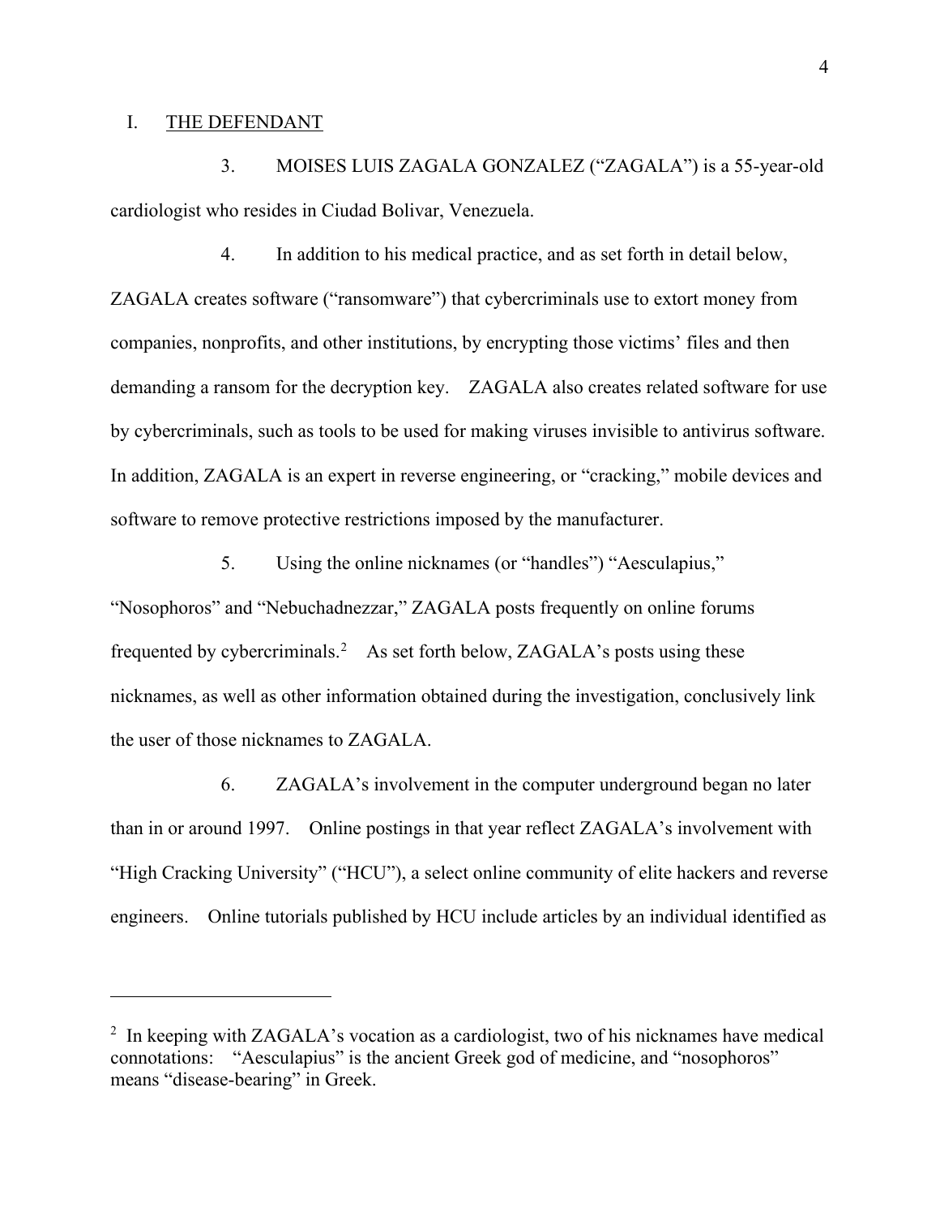I. THE DEFENDANT

3. MOISES LUIS ZAGALA GONZALEZ ("ZAGALA") is a 55-year-old cardiologist who resides in Ciudad Bolivar, Venezuela.

4. In addition to his medical practice, and as set forth in detail below, ZAGALA creates software ("ransomware") that cybercriminals use to extort money from companies, nonprofits, and other institutions, by encrypting those victims' files and then demanding a ransom for the decryption key. ZAGALA also creates related software for use by cybercriminals, such as tools to be used for making viruses invisible to antivirus software. In addition, ZAGALA is an expert in reverse engineering, or "cracking," mobile devices and software to remove protective restrictions imposed by the manufacturer.

5. Using the online nicknames (or "handles") "Aesculapius," "Nosophoros" and "Nebuchadnezzar," ZAGALA posts frequently on online forums frequented by cybercriminals.[2] As set forth below, ZAGALA's posts using these nicknames, as well as other information obtained during the investigation, conclusively link the user of those nicknames to ZAGALA.

6. ZAGALA's involvement in the computer underground began no later than in or around 1997. Online postings in that year reflect ZAGALA's involvement with "High Cracking University" ("HCU"), a select online community of elite hackers and reverse engineers. Online tutorials published by HCU include articles by an individual identified as

---

[2] In keeping with ZAGALA's vocation as a cardiologist, two of his nicknames have medical connotations: "Aesculapius" is the ancient Greek god of medicine, and "nosophoros" means "disease-bearing" in Greek.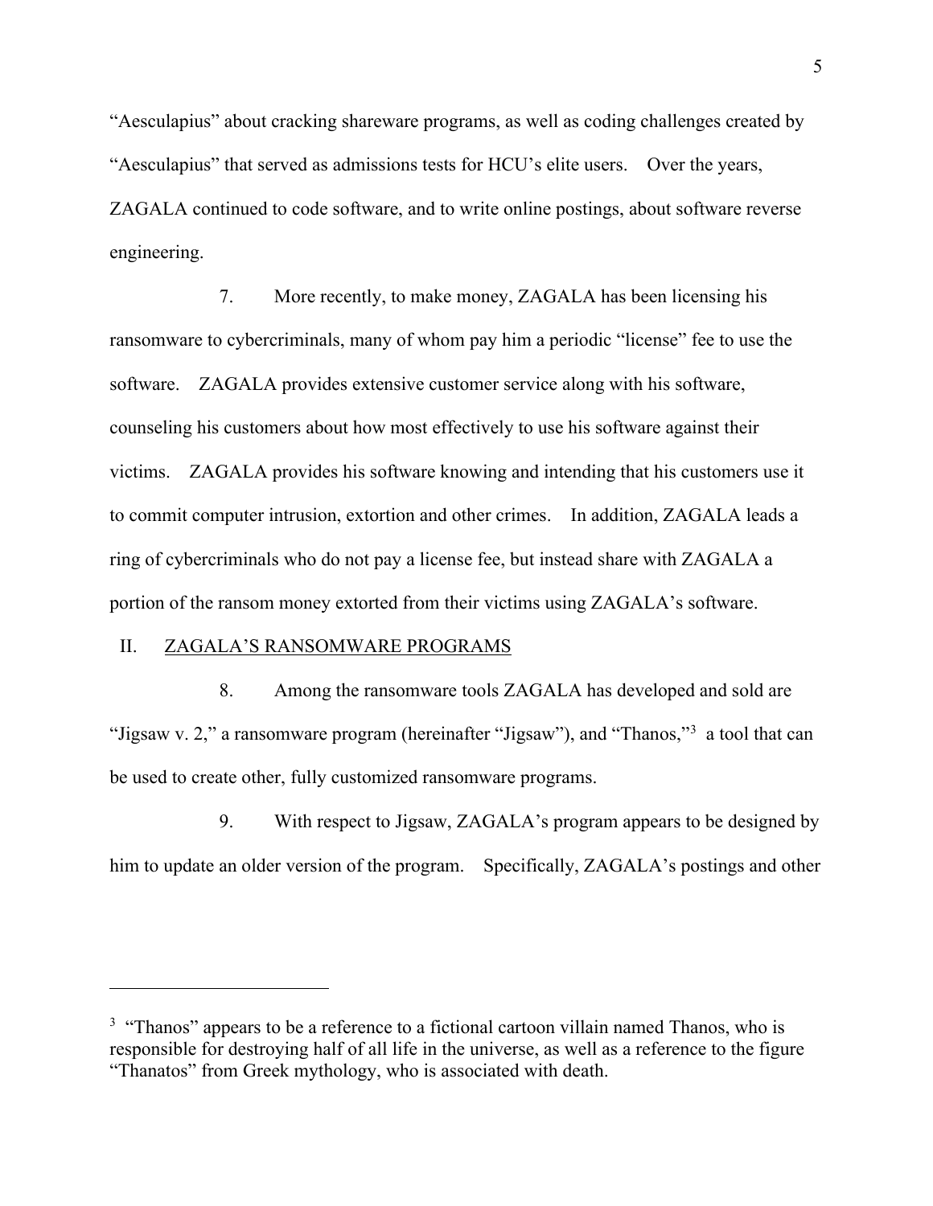"Aesculapius" about cracking shareware programs, as well as coding challenges created by "Aesculapius" that served as admissions tests for HCU's elite users. Over the years, ZAGALA continued to code software, and to write online postings, about software reverse engineering.

7. More recently, to make money, ZAGALA has been licensing his ransomware to cybercriminals, many of whom pay him a periodic "license" fee to use the software. ZAGALA provides extensive customer service along with his software, counseling his customers about how most effectively to use his software against their victims. ZAGALA provides his software knowing and intending that his customers use it to commit computer intrusion, extortion and other crimes. In addition, ZAGALA leads a ring of cybercriminals who do not pay a license fee, but instead share with ZAGALA a portion of the ransom money extorted from their victims using ZAGALA's software.

## II. ZAGALA'S RANSOMWARE PROGRAMS

8. Among the ransomware tools ZAGALA has developed and sold are "Jigsaw v. 2," a ransomware program (hereinafter "Jigsaw"), and "Thanos,"[3] a tool that can be used to create other, fully customized ransomware programs.

9. With respect to Jigsaw, ZAGALA's program appears to be designed by him to update an older version of the program. Specifically, ZAGALA's postings and other

---

[3] "Thanos" appears to be a reference to a fictional cartoon villain named Thanos, who is responsible for destroying half of all life in the universe, as well as a reference to the figure "Thanatos" from Greek mythology, who is associated with death.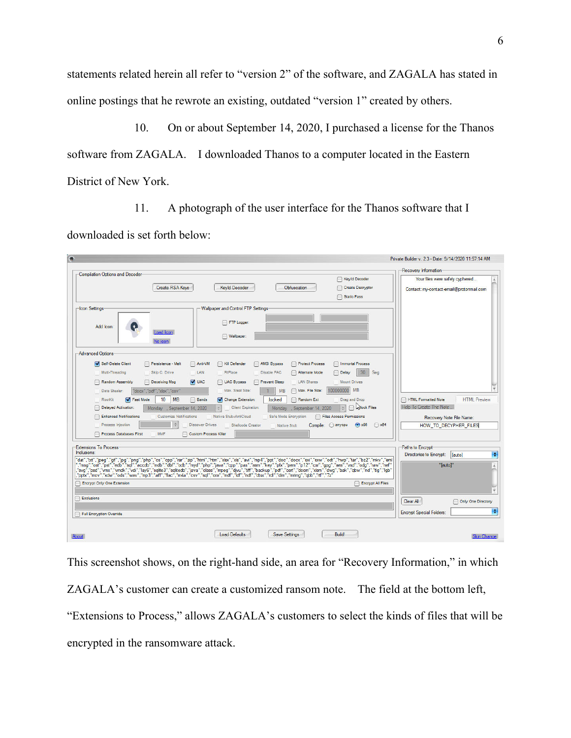statements related herein all refer to "version 2" of the software, and ZAGALA has stated in online postings that he rewrote an existing, outdated "version 1" created by others.

10. On or about September 14, 2020, I purchased a license for the Thanos software from ZAGALA. I downloaded Thanos to a computer located in the Eastern District of New York.

11. A photograph of the user interface for the Thanos software that I downloaded is set forth below:

This screenshot shows, on the right-hand side, an area for "Recovery Information," in which ZAGALA's customer can create a customized ransom note. The field at the bottom left, "Extensions to Process," allows ZAGALA's customers to select the kinds of files that will be encrypted in the ransomware attack.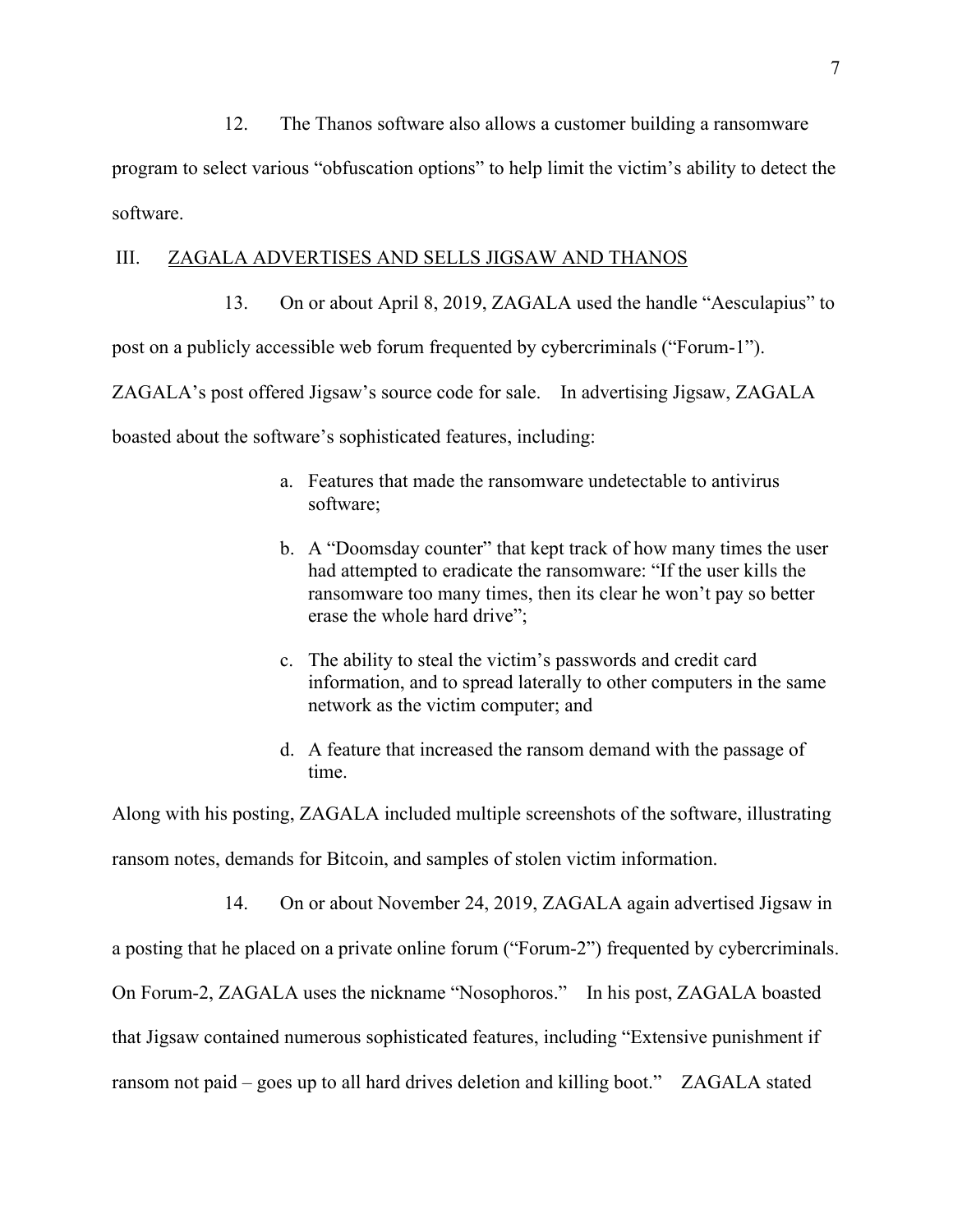12. The Thanos software also allows a customer building a ransomware program to select various "obfuscation options" to help limit the victim's ability to detect the software.

## III. ZAGALA ADVERTISES AND SELLS JIGSAW AND THANOS

13. On or about April 8, 2019, ZAGALA used the handle "Aesculapius" to post on a publicly accessible web forum frequented by cybercriminals ("Forum-1"). ZAGALA's post offered Jigsaw's source code for sale. In advertising Jigsaw, ZAGALA boasted about the software's sophisticated features, including:

a. Features that made the ransomware undetectable to antivirus software;

b. A "Doomsday counter" that kept track of how many times the user had attempted to eradicate the ransomware: "If the user kills the ransomware too many times, then its clear he won't pay so better erase the whole hard drive";

c. The ability to steal the victim's passwords and credit card information, and to spread laterally to other computers in the same network as the victim computer; and

d. A feature that increased the ransom demand with the passage of time.

Along with his posting, ZAGALA included multiple screenshots of the software, illustrating ransom notes, demands for Bitcoin, and samples of stolen victim information.

14. On or about November 24, 2019, ZAGALA again advertised Jigsaw in a posting that he placed on a private online forum ("Forum-2") frequented by cybercriminals. On Forum-2, ZAGALA uses the nickname "Nosophoros." In his post, ZAGALA boasted that Jigsaw contained numerous sophisticated features, including "Extensive punishment if ransom not paid – goes up to all hard drives deletion and killing boot." ZAGALA stated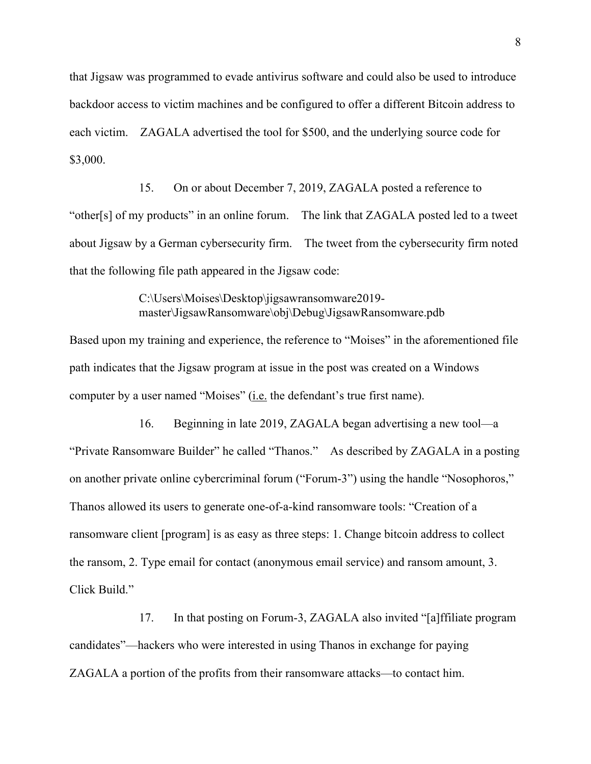that Jigsaw was programmed to evade antivirus software and could also be used to introduce backdoor access to victim machines and be configured to offer a different Bitcoin address to each victim. ZAGALA advertised the tool for $500, and the underlying source code for $3,000.

15. On or about December 7, 2019, ZAGALA posted a reference to "other[s] of my products" in an online forum. The link that ZAGALA posted led to a tweet about Jigsaw by a German cybersecurity firm. The tweet from the cybersecurity firm noted that the following file path appeared in the Jigsaw code:

> C:\Users\Moises\Desktop\jigsawransomware2019-master\JigsawRansomware\obj\Debug\JigsawRansomware.pdb

Based upon my training and experience, the reference to "Moises" in the aforementioned file path indicates that the Jigsaw program at issue in the post was created on a Windows computer by a user named "Moises" (i.e. the defendant's true first name).

16. Beginning in late 2019, ZAGALA began advertising a new tool—a "Private Ransomware Builder" he called "Thanos." As described by ZAGALA in a posting on another private online cybercriminal forum ("Forum-3") using the handle "Nosophoros," Thanos allowed its users to generate one-of-a-kind ransomware tools: "Creation of a ransomware client [program] is as easy as three steps: 1. Change bitcoin address to collect the ransom, 2. Type email for contact (anonymous email service) and ransom amount, 3. Click Build."

17. In that posting on Forum-3, ZAGALA also invited "[a]ffiliate program candidates"—hackers who were interested in using Thanos in exchange for paying ZAGALA a portion of the profits from their ransomware attacks—to contact him.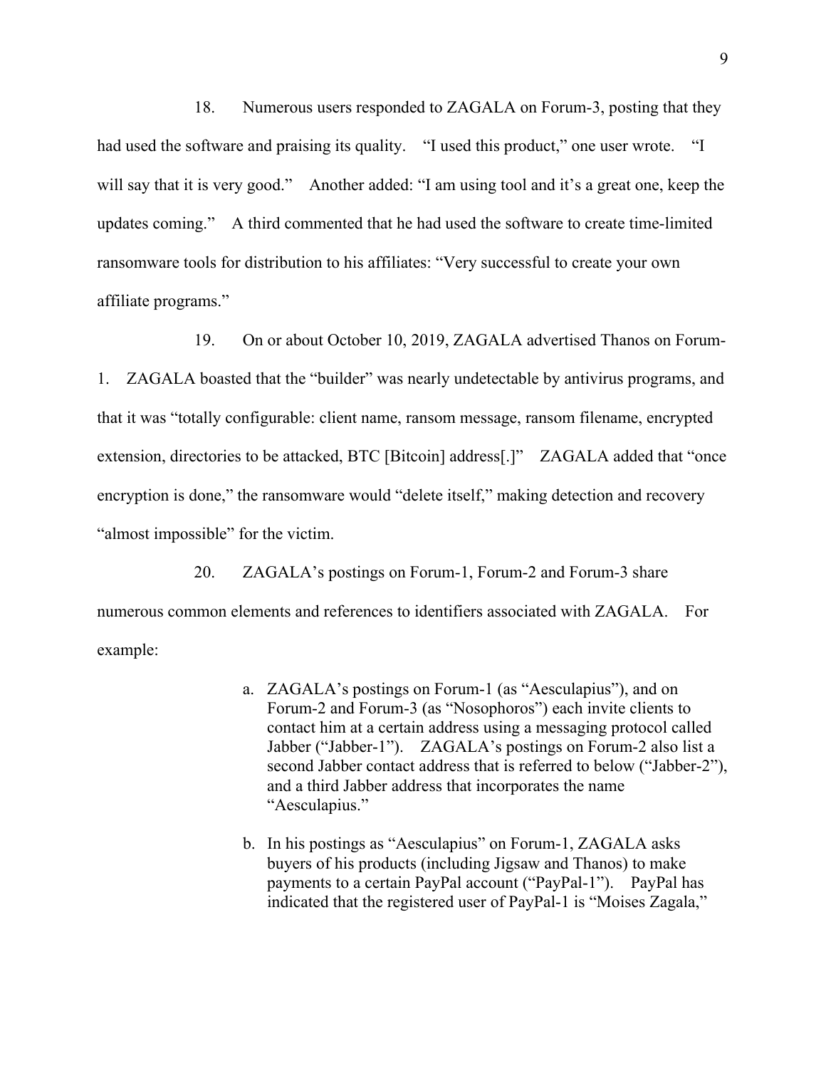18. Numerous users responded to ZAGALA on Forum-3, posting that they had used the software and praising its quality. "I used this product," one user wrote. "I will say that it is very good." Another added: "I am using tool and it's a great one, keep the updates coming." A third commented that he had used the software to create time-limited ransomware tools for distribution to his affiliates: "Very successful to create your own affiliate programs."

19. On or about October 10, 2019, ZAGALA advertised Thanos on Forum-1. ZAGALA boasted that the "builder" was nearly undetectable by antivirus programs, and that it was "totally configurable: client name, ransom message, ransom filename, encrypted extension, directories to be attacked, BTC [Bitcoin] address[.]" ZAGALA added that "once encryption is done," the ransomware would "delete itself," making detection and recovery "almost impossible" for the victim.

20. ZAGALA's postings on Forum-1, Forum-2 and Forum-3 share numerous common elements and references to identifiers associated with ZAGALA. For example:

a. ZAGALA's postings on Forum-1 (as "Aesculapius"), and on Forum-2 and Forum-3 (as "Nosophoros") each invite clients to contact him at a certain address using a messaging protocol called Jabber ("Jabber-1"). ZAGALA's postings on Forum-2 also list a second Jabber contact address that is referred to below ("Jabber-2"), and a third Jabber address that incorporates the name "Aesculapius."

b. In his postings as "Aesculapius" on Forum-1, ZAGALA asks buyers of his products (including Jigsaw and Thanos) to make payments to a certain PayPal account ("PayPal-1"). PayPal has indicated that the registered user of PayPal-1 is "Moises Zagala,"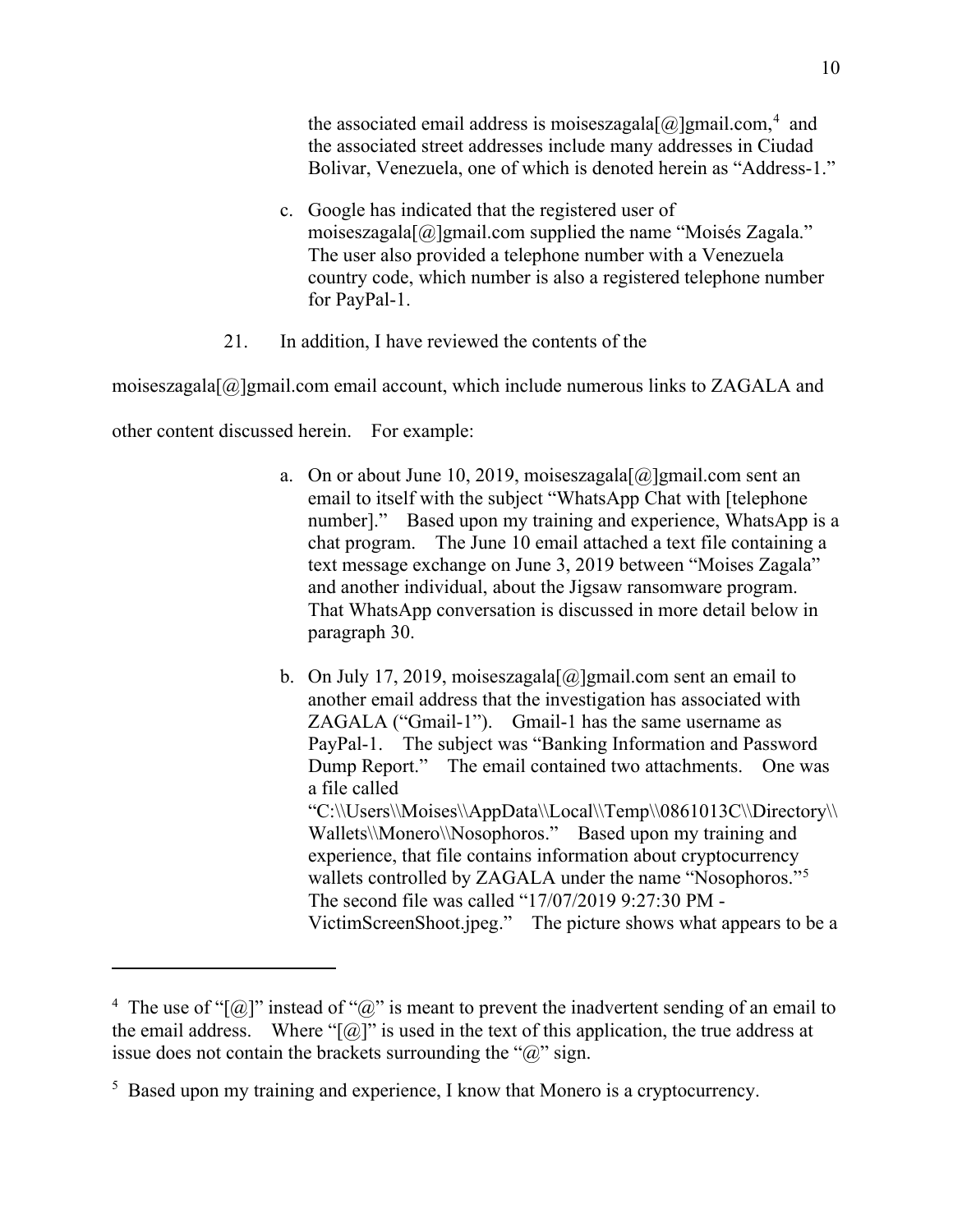the associated email address is moiseszagala[@]gmail.com,[4] and the associated street addresses include many addresses in Ciudad Bolivar, Venezuela, one of which is denoted herein as "Address-1."

c. Google has indicated that the registered user of moiseszagala[@]gmail.com supplied the name "Moisés Zagala." The user also provided a telephone number with a Venezuela country code, which number is also a registered telephone number for PayPal-1.

21. In addition, I have reviewed the contents of the moiseszagala[@]gmail.com email account, which include numerous links to ZAGALA and other content discussed herein. For example:

a. On or about June 10, 2019, moiseszagala[@]gmail.com sent an email to itself with the subject "WhatsApp Chat with [telephone number]." Based upon my training and experience, WhatsApp is a chat program. The June 10 email attached a text file containing a text message exchange on June 3, 2019 between "Moises Zagala" and another individual, about the Jigsaw ransomware program. That WhatsApp conversation is discussed in more detail below in paragraph 30.

b. On July 17, 2019, moiseszagala[@]gmail.com sent an email to another email address that the investigation has associated with ZAGALA ("Gmail-1"). Gmail-1 has the same username as PayPal-1. The subject was "Banking Information and Password Dump Report." The email contained two attachments. One was a file called "C:\\Users\\Moises\\AppData\\Local\\Temp\\0861013C\\Directory\\Wallets\\Monero\\Nosophoros." Based upon my training and experience, that file contains information about cryptocurrency wallets controlled by ZAGALA under the name "Nosophoros."[5] The second file was called "17/07/2019 9:27:30 PM - VictimScreenShoot.jpeg." The picture shows what appears to be a

---

[4] The use of "[@]" instead of "@" is meant to prevent the inadvertent sending of an email to the email address. Where "[@]" is used in the text of this application, the true address at issue does not contain the brackets surrounding the "@" sign.

[5] Based upon my training and experience, I know that Monero is a cryptocurrency.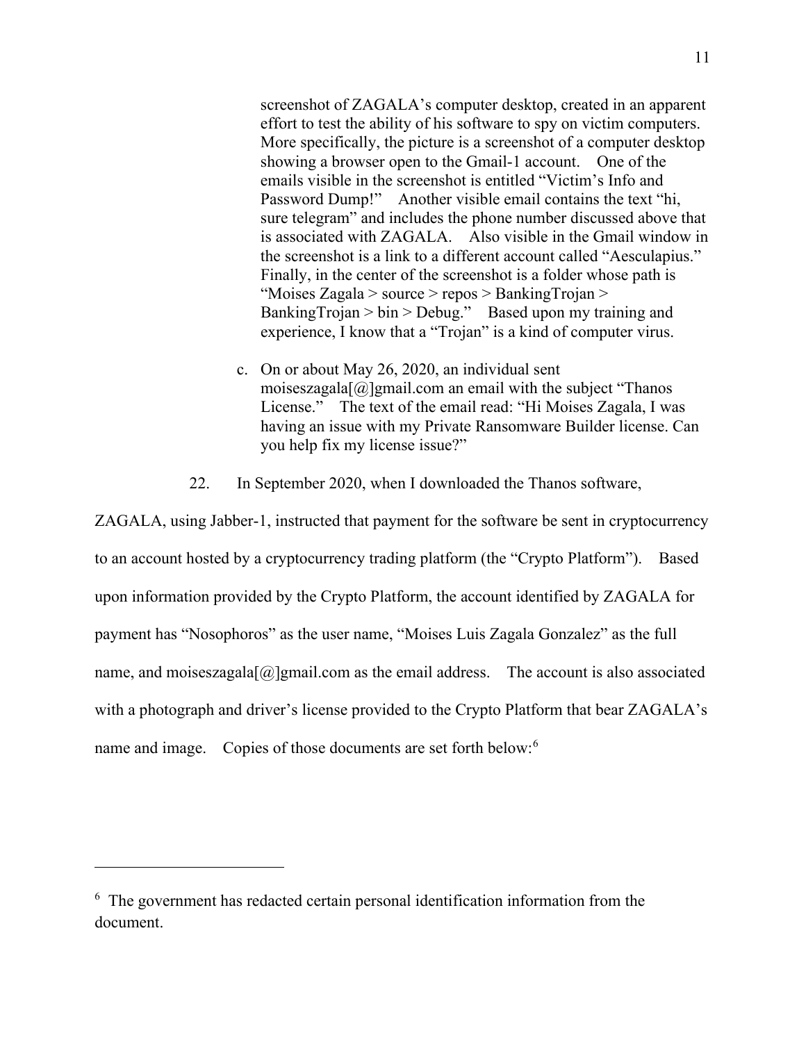screenshot of ZAGALA's computer desktop, created in an apparent effort to test the ability of his software to spy on victim computers. More specifically, the picture is a screenshot of a computer desktop showing a browser open to the Gmail-1 account. One of the emails visible in the screenshot is entitled "Victim's Info and Password Dump!" Another visible email contains the text "hi, sure telegram" and includes the phone number discussed above that is associated with ZAGALA. Also visible in the Gmail window in the screenshot is a link to a different account called "Aesculapius." Finally, in the center of the screenshot is a folder whose path is "Moises Zagala > source > repos > BankingTrojan > BankingTrojan > bin > Debug." Based upon my training and experience, I know that a "Trojan" is a kind of computer virus.

c. On or about May 26, 2020, an individual sent moiseszagala[@]gmail.com an email with the subject "Thanos License." The text of the email read: "Hi Moises Zagala, I was having an issue with my Private Ransomware Builder license. Can you help fix my license issue?"

22. In September 2020, when I downloaded the Thanos software, ZAGALA, using Jabber-1, instructed that payment for the software be sent in cryptocurrency to an account hosted by a cryptocurrency trading platform (the "Crypto Platform"). Based upon information provided by the Crypto Platform, the account identified by ZAGALA for payment has "Nosophoros" as the user name, "Moises Luis Zagala Gonzalez" as the full name, and moiseszagala[@]gmail.com as the email address. The account is also associated with a photograph and driver's license provided to the Crypto Platform that bear ZAGALA's name and image. Copies of those documents are set forth below:[6]

---

[6] The government has redacted certain personal identification information from the document.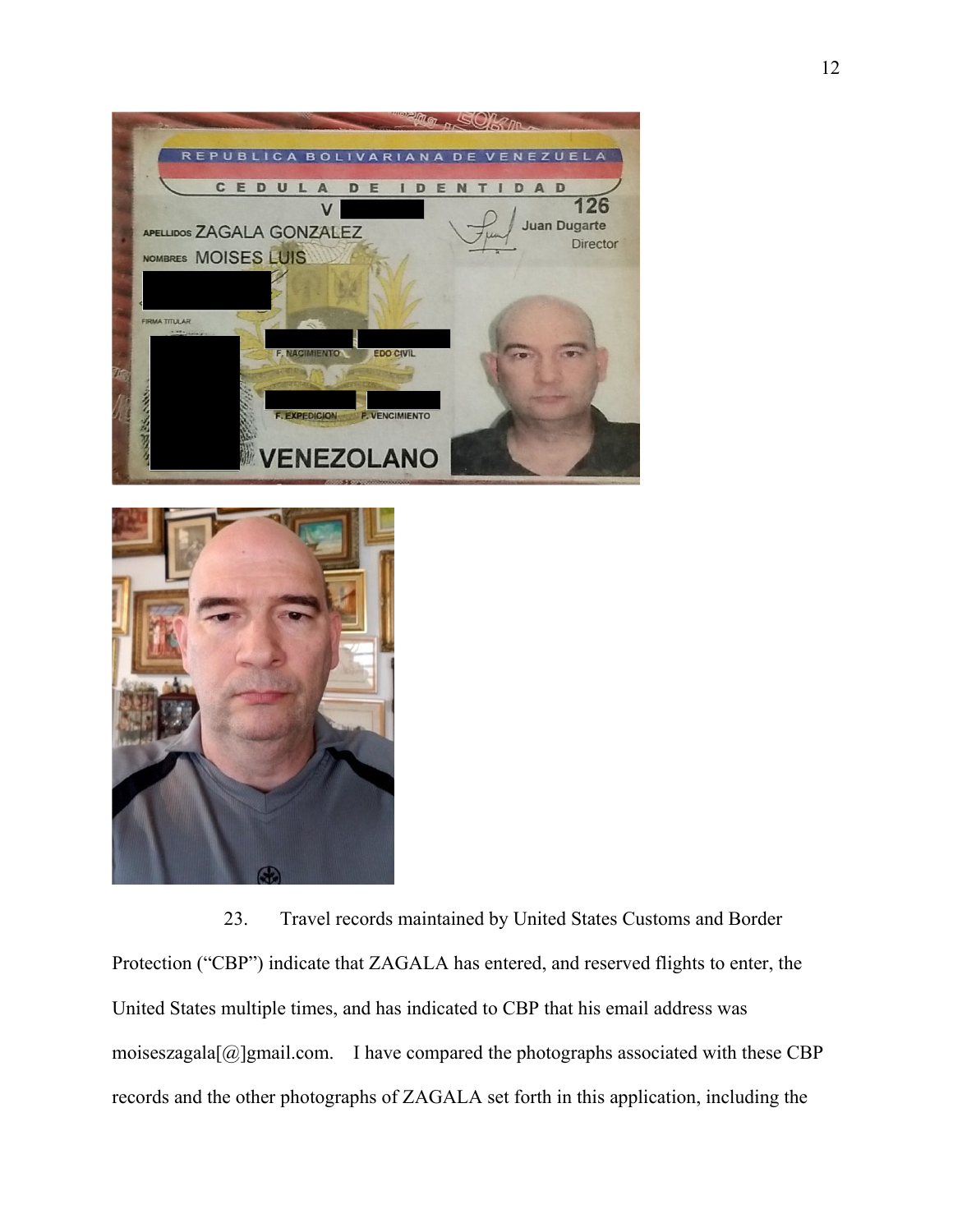23. Travel records maintained by United States Customs and Border Protection ("CBP") indicate that ZAGALA has entered, and reserved flights to enter, the United States multiple times, and has indicated to CBP that his email address was moiseszagala[@]gmail.com. I have compared the photographs associated with these CBP records and the other photographs of ZAGALA set forth in this application, including the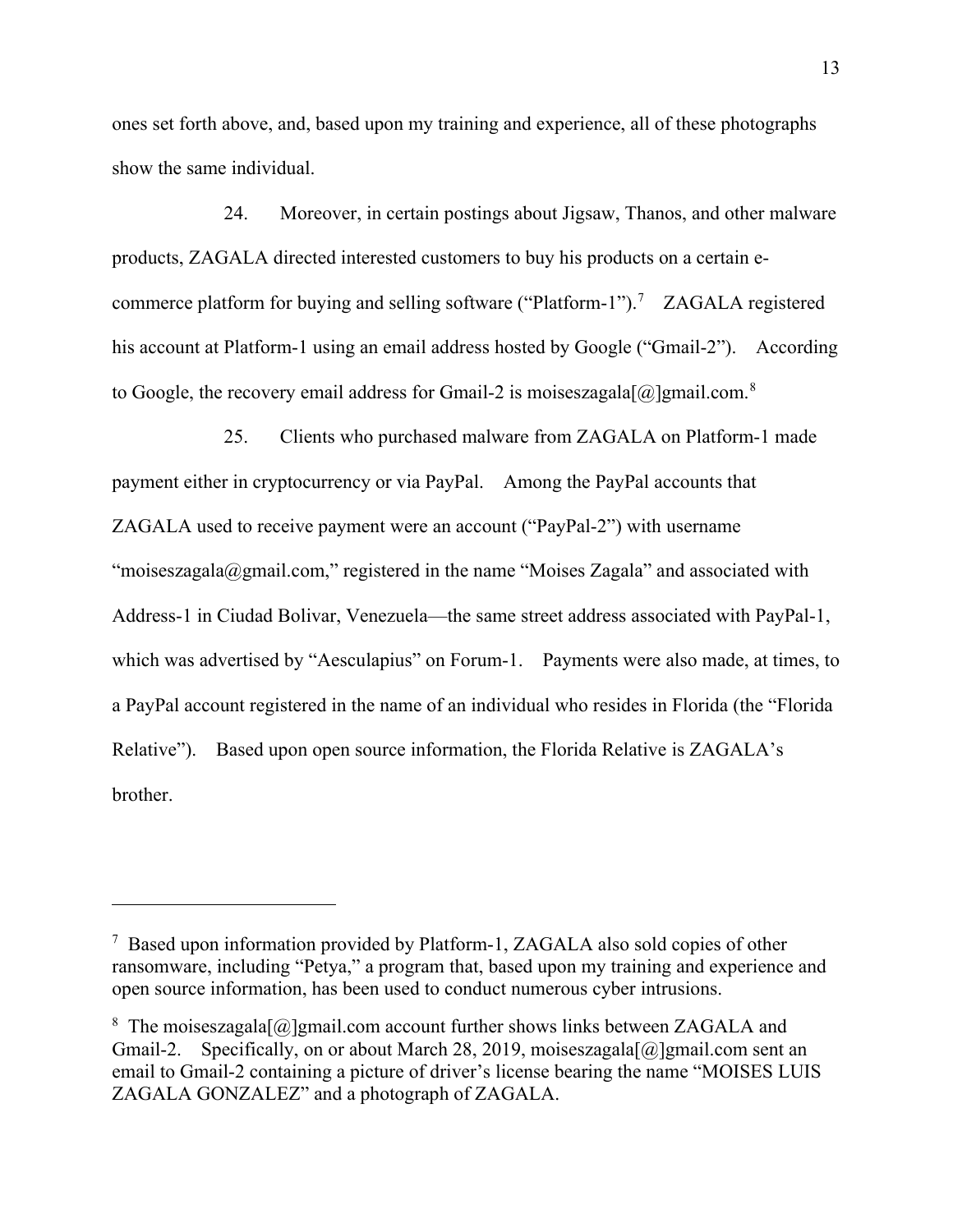ones set forth above, and, based upon my training and experience, all of these photographs show the same individual.

24. Moreover, in certain postings about Jigsaw, Thanos, and other malware products, ZAGALA directed interested customers to buy his products on a certain e-commerce platform for buying and selling software ("Platform-1").[7] ZAGALA registered his account at Platform-1 using an email address hosted by Google ("Gmail-2"). According to Google, the recovery email address for Gmail-2 is moiseszagala[@]gmail.com.[8]

25. Clients who purchased malware from ZAGALA on Platform-1 made payment either in cryptocurrency or via PayPal. Among the PayPal accounts that ZAGALA used to receive payment were an account ("PayPal-2") with username "moiseszagala@gmail.com," registered in the name "Moises Zagala" and associated with Address-1 in Ciudad Bolivar, Venezuela—the same street address associated with PayPal-1, which was advertised by "Aesculapius" on Forum-1. Payments were also made, at times, to a PayPal account registered in the name of an individual who resides in Florida (the "Florida Relative"). Based upon open source information, the Florida Relative is ZAGALA's brother.

---

[7] Based upon information provided by Platform-1, ZAGALA also sold copies of other ransomware, including "Petya," a program that, based upon my training and experience and open source information, has been used to conduct numerous cyber intrusions.

[8] The moiseszagala[@]gmail.com account further shows links between ZAGALA and Gmail-2. Specifically, on or about March 28, 2019, moiseszagala[@]gmail.com sent an email to Gmail-2 containing a picture of driver's license bearing the name "MOISES LUIS ZAGALA GONZALEZ" and a photograph of ZAGALA.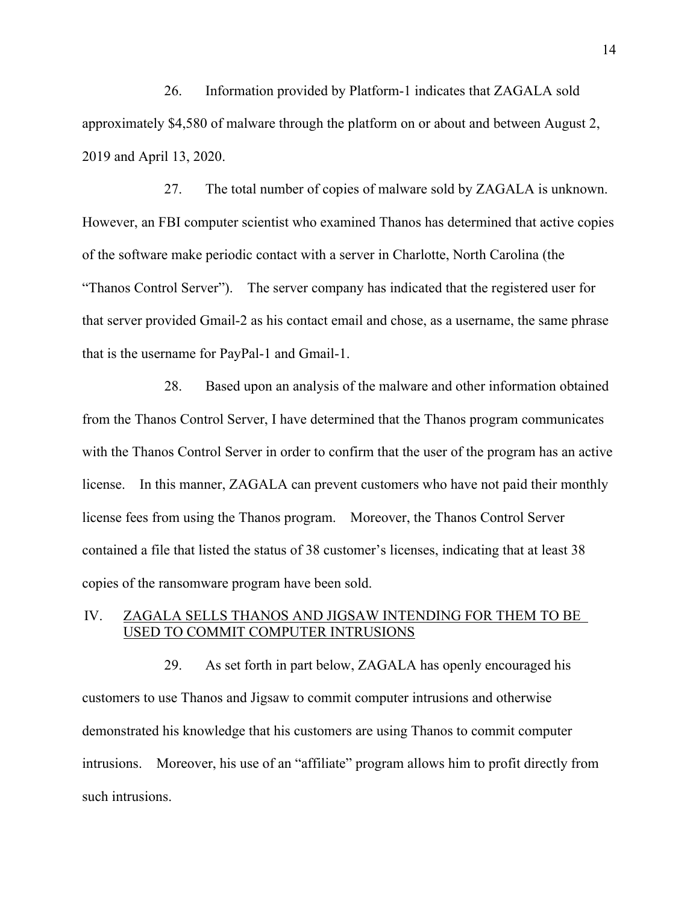26. Information provided by Platform-1 indicates that ZAGALA sold approximately $4,580 of malware through the platform on or about and between August 2, 2019 and April 13, 2020.

27. The total number of copies of malware sold by ZAGALA is unknown. However, an FBI computer scientist who examined Thanos has determined that active copies of the software make periodic contact with a server in Charlotte, North Carolina (the "Thanos Control Server"). The server company has indicated that the registered user for that server provided Gmail-2 as his contact email and chose, as a username, the same phrase that is the username for PayPal-1 and Gmail-1.

28. Based upon an analysis of the malware and other information obtained from the Thanos Control Server, I have determined that the Thanos program communicates with the Thanos Control Server in order to confirm that the user of the program has an active license. In this manner, ZAGALA can prevent customers who have not paid their monthly license fees from using the Thanos program. Moreover, the Thanos Control Server contained a file that listed the status of 38 customer's licenses, indicating that at least 38 copies of the ransomware program have been sold.

## IV. ZAGALA SELLS THANOS AND JIGSAW INTENDING FOR THEM TO BE USED TO COMMIT COMPUTER INTRUSIONS

29. As set forth in part below, ZAGALA has openly encouraged his customers to use Thanos and Jigsaw to commit computer intrusions and otherwise demonstrated his knowledge that his customers are using Thanos to commit computer intrusions. Moreover, his use of an "affiliate" program allows him to profit directly from such intrusions.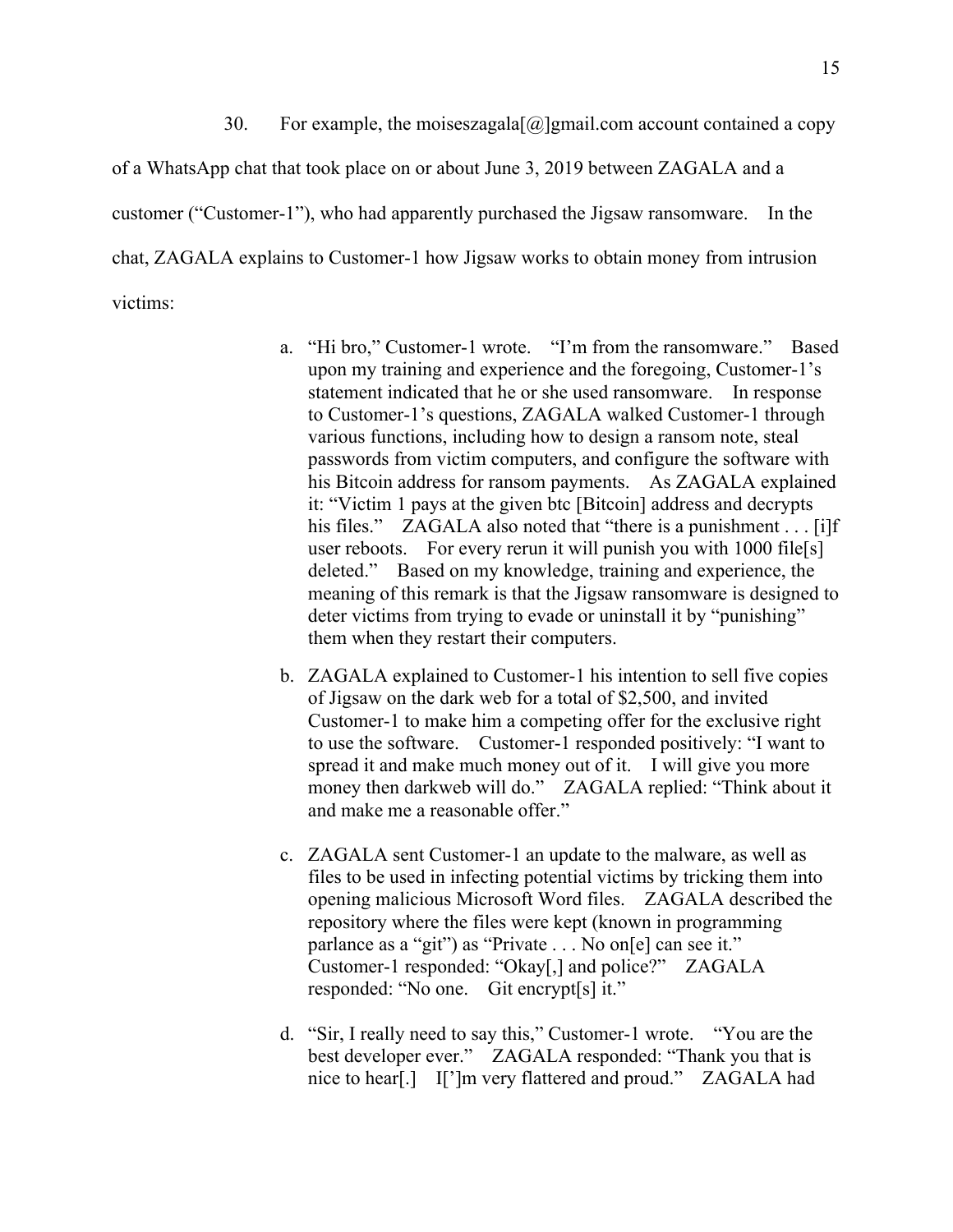30. For example, the moiseszagala[@]gmail.com account contained a copy of a WhatsApp chat that took place on or about June 3, 2019 between ZAGALA and a customer ("Customer-1"), who had apparently purchased the Jigsaw ransomware. In the chat, ZAGALA explains to Customer-1 how Jigsaw works to obtain money from intrusion victims:

a. "Hi bro," Customer-1 wrote. "I'm from the ransomware." Based upon my training and experience and the foregoing, Customer-1's statement indicated that he or she used ransomware. In response to Customer-1's questions, ZAGALA walked Customer-1 through various functions, including how to design a ransom note, steal passwords from victim computers, and configure the software with his Bitcoin address for ransom payments. As ZAGALA explained it: "Victim 1 pays at the given btc [Bitcoin] address and decrypts his files." ZAGALA also noted that "there is a punishment . . . [i]f user reboots. For every rerun it will punish you with 1000 file[s] deleted." Based on my knowledge, training and experience, the meaning of this remark is that the Jigsaw ransomware is designed to deter victims from trying to evade or uninstall it by "punishing" them when they restart their computers.

b. ZAGALA explained to Customer-1 his intention to sell five copies of Jigsaw on the dark web for a total of $2,500, and invited Customer-1 to make him a competing offer for the exclusive right to use the software. Customer-1 responded positively: "I want to spread it and make much money out of it. I will give you more money then darkweb will do." ZAGALA replied: "Think about it and make me a reasonable offer."

c. ZAGALA sent Customer-1 an update to the malware, as well as files to be used in infecting potential victims by tricking them into opening malicious Microsoft Word files. ZAGALA described the repository where the files were kept (known in programming parlance as a "git") as "Private . . . No on[e] can see it." Customer-1 responded: "Okay[,] and police?" ZAGALA responded: "No one. Git encrypt[s] it."

d. "Sir, I really need to say this," Customer-1 wrote. "You are the best developer ever." ZAGALA responded: "Thank you that is nice to hear[.] I[']m very flattered and proud." ZAGALA had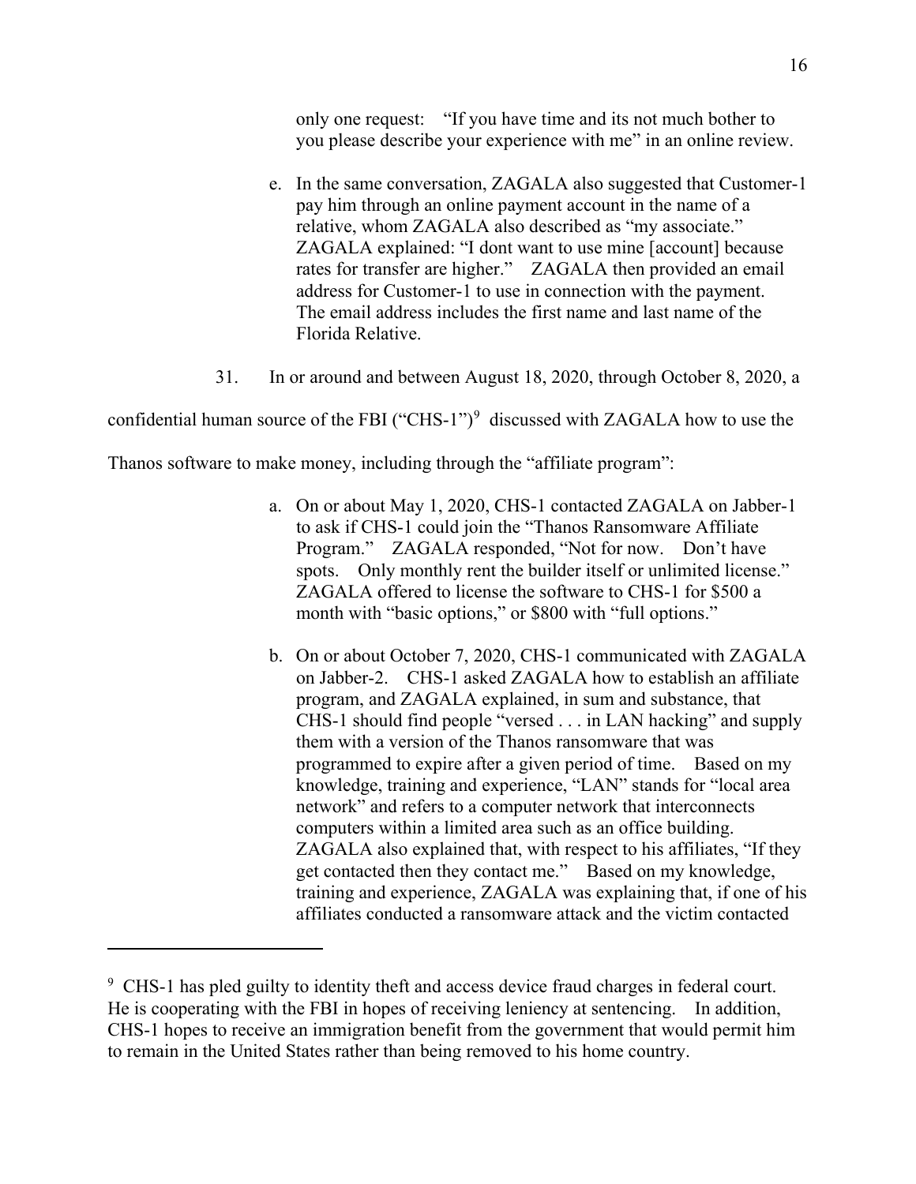only one request: "If you have time and its not much bother to you please describe your experience with me" in an online review.

e. In the same conversation, ZAGALA also suggested that Customer-1 pay him through an online payment account in the name of a relative, whom ZAGALA also described as "my associate." ZAGALA explained: "I dont want to use mine [account] because rates for transfer are higher." ZAGALA then provided an email address for Customer-1 to use in connection with the payment. The email address includes the first name and last name of the Florida Relative.

31. In or around and between August 18, 2020, through October 8, 2020, a confidential human source of the FBI ("CHS-1")[9] discussed with ZAGALA how to use the Thanos software to make money, including through the "affiliate program":

a. On or about May 1, 2020, CHS-1 contacted ZAGALA on Jabber-1 to ask if CHS-1 could join the "Thanos Ransomware Affiliate Program." ZAGALA responded, "Not for now. Don't have spots. Only monthly rent the builder itself or unlimited license." ZAGALA offered to license the software to CHS-1 for $500 a month with "basic options," or $800 with "full options."

b. On or about October 7, 2020, CHS-1 communicated with ZAGALA on Jabber-2. CHS-1 asked ZAGALA how to establish an affiliate program, and ZAGALA explained, in sum and substance, that CHS-1 should find people "versed . . . in LAN hacking" and supply them with a version of the Thanos ransomware that was programmed to expire after a given period of time. Based on my knowledge, training and experience, "LAN" stands for "local area network" and refers to a computer network that interconnects computers within a limited area such as an office building. ZAGALA also explained that, with respect to his affiliates, "If they get contacted then they contact me." Based on my knowledge, training and experience, ZAGALA was explaining that, if one of his affiliates conducted a ransomware attack and the victim contacted

[9] CHS-1 has pled guilty to identity theft and access device fraud charges in federal court. He is cooperating with the FBI in hopes of receiving leniency at sentencing. In addition, CHS-1 hopes to receive an immigration benefit from the government that would permit him to remain in the United States rather than being removed to his home country.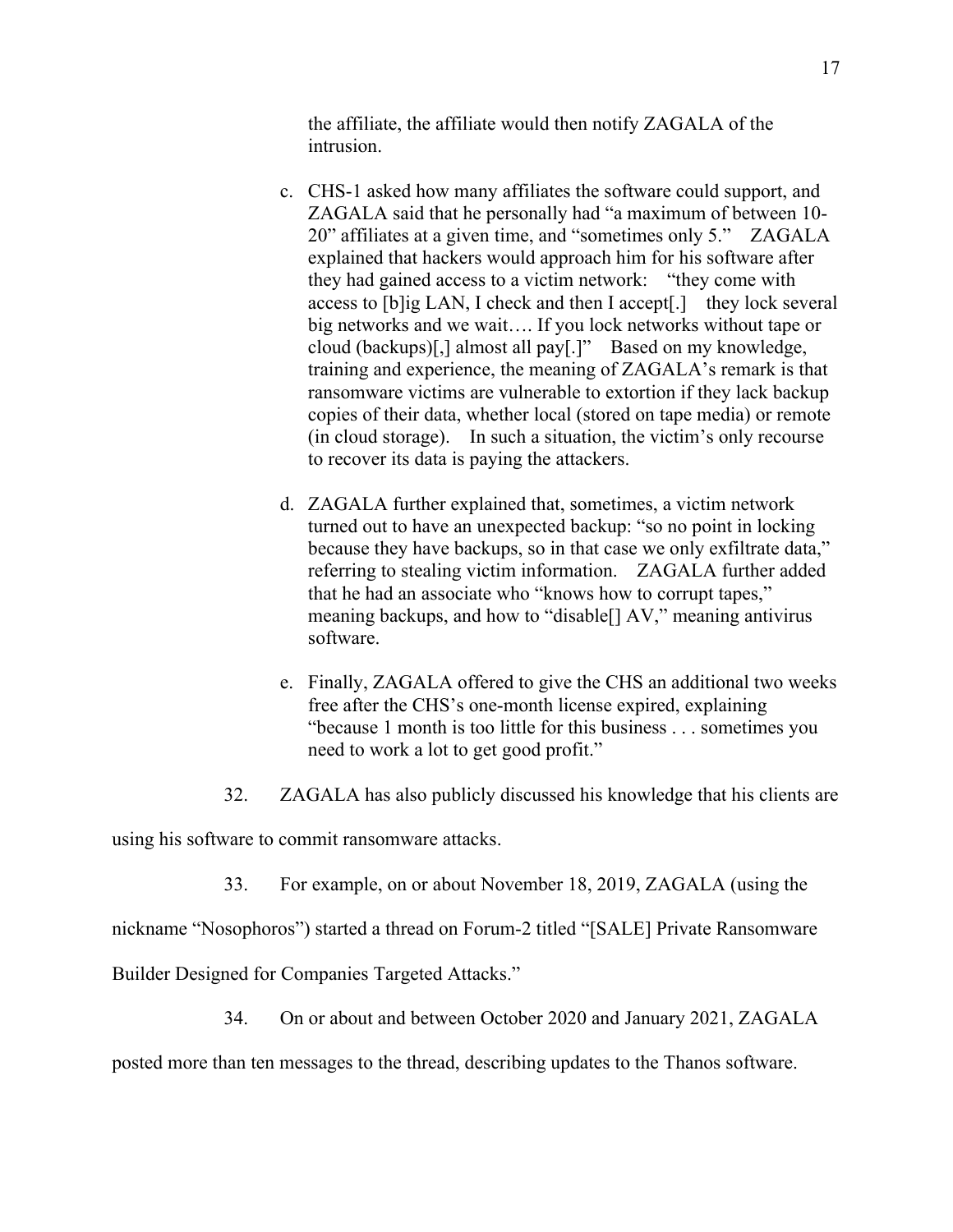the affiliate, the affiliate would then notify ZAGALA of the intrusion.

c. CHS-1 asked how many affiliates the software could support, and ZAGALA said that he personally had "a maximum of between 10-20" affiliates at a given time, and "sometimes only 5." ZAGALA explained that hackers would approach him for his software after they had gained access to a victim network: "they come with access to [b]ig LAN, I check and then I accept[.] they lock several big networks and we wait…. If you lock networks without tape or cloud (backups)[,] almost all pay[.]" Based on my knowledge, training and experience, the meaning of ZAGALA's remark is that ransomware victims are vulnerable to extortion if they lack backup copies of their data, whether local (stored on tape media) or remote (in cloud storage). In such a situation, the victim's only recourse to recover its data is paying the attackers.

d. ZAGALA further explained that, sometimes, a victim network turned out to have an unexpected backup: "so no point in locking because they have backups, so in that case we only exfiltrate data," referring to stealing victim information. ZAGALA further added that he had an associate who "knows how to corrupt tapes," meaning backups, and how to "disable[] AV," meaning antivirus software.

e. Finally, ZAGALA offered to give the CHS an additional two weeks free after the CHS's one-month license expired, explaining "because 1 month is too little for this business . . . sometimes you need to work a lot to get good profit."

32. ZAGALA has also publicly discussed his knowledge that his clients are using his software to commit ransomware attacks.

33. For example, on or about November 18, 2019, ZAGALA (using the nickname "Nosophoros") started a thread on Forum-2 titled "[SALE] Private Ransomware Builder Designed for Companies Targeted Attacks."

34. On or about and between October 2020 and January 2021, ZAGALA posted more than ten messages to the thread, describing updates to the Thanos software.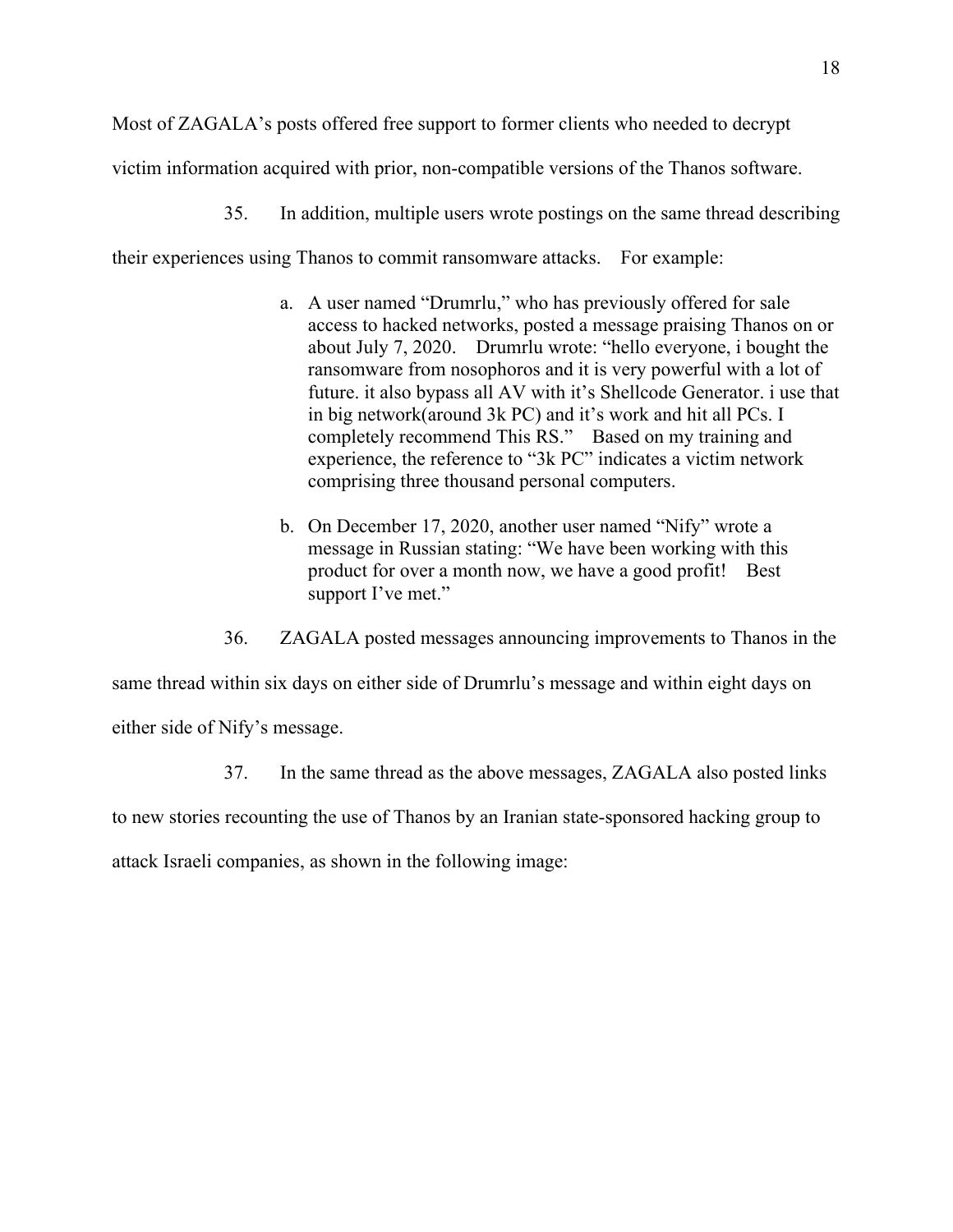Most of ZAGALA's posts offered free support to former clients who needed to decrypt victim information acquired with prior, non-compatible versions of the Thanos software.

35. In addition, multiple users wrote postings on the same thread describing their experiences using Thanos to commit ransomware attacks. For example:

> a. A user named "Drumrlu," who has previously offered for sale access to hacked networks, posted a message praising Thanos on or about July 7, 2020. Drumrlu wrote: "hello everyone, i bought the ransomware from nosophoros and it is very powerful with a lot of future. it also bypass all AV with it's Shellcode Generator. i use that in big network(around 3k PC) and it's work and hit all PCs. I completely recommend This RS." Based on my training and experience, the reference to "3k PC" indicates a victim network comprising three thousand personal computers.
>
> b. On December 17, 2020, another user named "Nify" wrote a message in Russian stating: "We have been working with this product for over a month now, we have a good profit! Best support I've met."

36. ZAGALA posted messages announcing improvements to Thanos in the same thread within six days on either side of Drumrlu's message and within eight days on either side of Nify's message.

37. In the same thread as the above messages, ZAGALA also posted links to new stories recounting the use of Thanos by an Iranian state-sponsored hacking group to attack Israeli companies, as shown in the following image: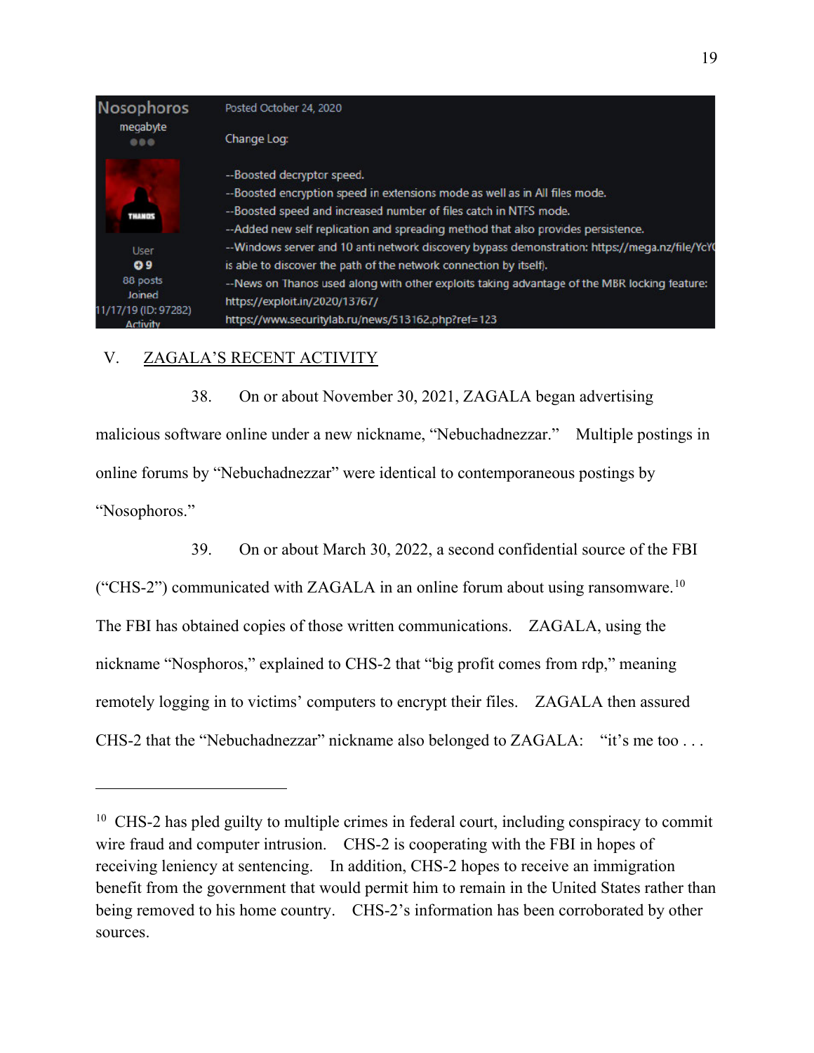Nosophoros
megabyte

User
9
88 posts
Joined
11/17/19 (ID: 97282)
Activity

Posted October 24, 2020

Change Log:

--Boosted decryptor speed.
--Boosted encryption speed in extensions mode as well as in All files mode.
--Boosted speed and increased number of files catch in NTFS mode.
--Added new self replication and spreading method that also provides persistence.
--Windows server and 10 anti network discovery bypass demonstration: https://mega.nz/file/YcY( is able to discover the path of the network connection by itself).
--News on Thanos used along with other exploits taking advantage of the MBR locking feature:
https://exploit.in/2020/13767/
https://www.securitylab.ru/news/513162.php?ref=123

## V. ZAGALA'S RECENT ACTIVITY

38. On or about November 30, 2021, ZAGALA began advertising malicious software online under a new nickname, "Nebuchadnezzar." Multiple postings in online forums by "Nebuchadnezzar" were identical to contemporaneous postings by "Nosophoros."

39. On or about March 30, 2022, a second confidential source of the FBI ("CHS-2") communicated with ZAGALA in an online forum about using ransomware.[10] The FBI has obtained copies of those written communications. ZAGALA, using the nickname "Nosphoros," explained to CHS-2 that "big profit comes from rdp," meaning remotely logging in to victims' computers to encrypt their files. ZAGALA then assured CHS-2 that the "Nebuchadnezzar" nickname also belonged to ZAGALA: "it's me too . . .

---

[10] CHS-2 has pled guilty to multiple crimes in federal court, including conspiracy to commit wire fraud and computer intrusion. CHS-2 is cooperating with the FBI in hopes of receiving leniency at sentencing. In addition, CHS-2 hopes to receive an immigration benefit from the government that would permit him to remain in the United States rather than being removed to his home country. CHS-2's information has been corroborated by other sources.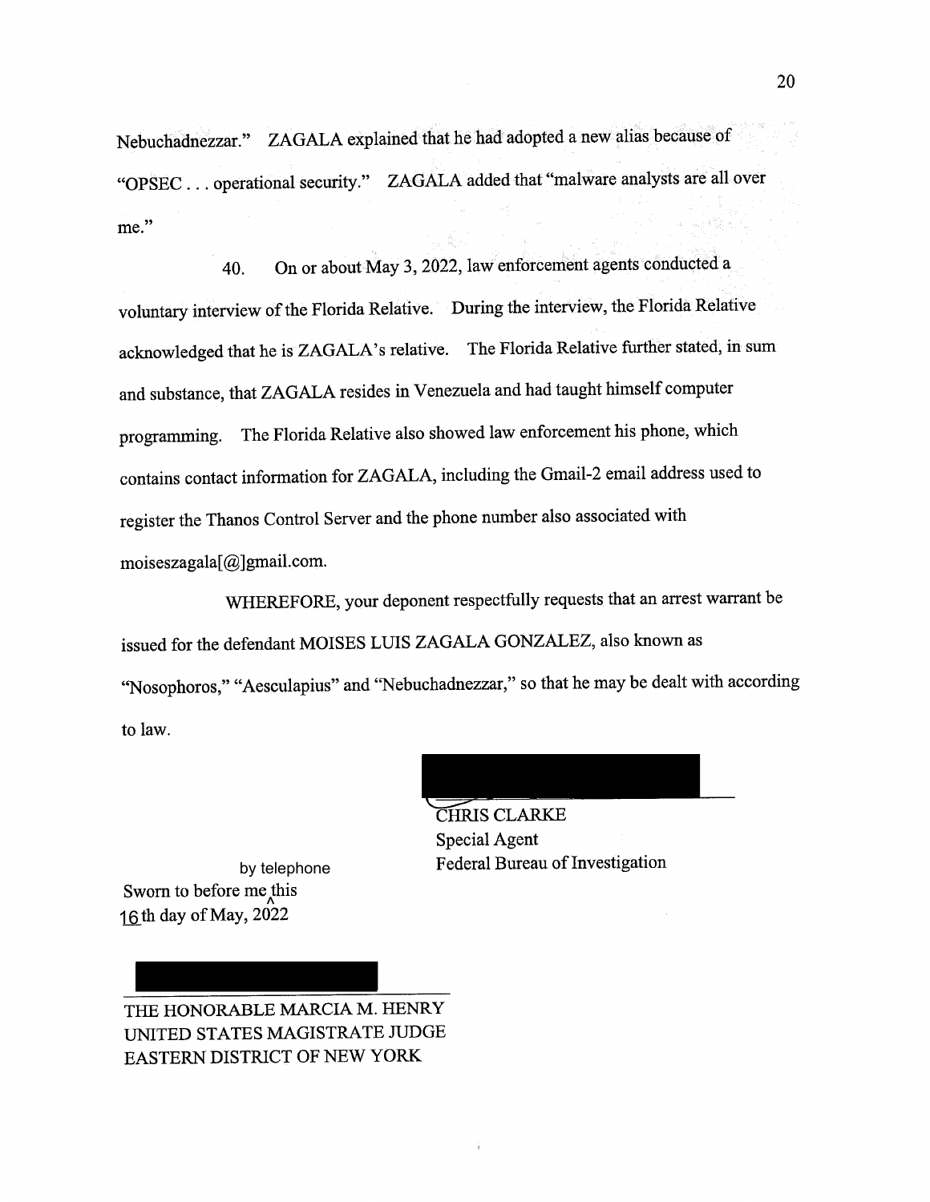Nebuchadnezzar." ZAGALA explained that he had adopted a new alias because of "OPSEC . . . operational security." ZAGALA added that "malware analysts are all over me."

40. On or about May 3, 2022, law enforcement agents conducted a voluntary interview of the Florida Relative. During the interview, the Florida Relative acknowledged that he is ZAGALA's relative. The Florida Relative further stated, in sum and substance, that ZAGALA resides in Venezuela and had taught himself computer programming. The Florida Relative also showed law enforcement his phone, which contains contact information for ZAGALA, including the Gmail-2 email address used to register the Thanos Control Server and the phone number also associated with moiseszagala[@]gmail.com.

WHEREFORE, your deponent respectfully requests that an arrest warrant be issued for the defendant MOISES LUIS ZAGALA GONZALEZ, also known as "Nosophoros," "Aesculapius" and "Nebuchadnezzar," so that he may be dealt with according to law.

CHRIS CLARKE
Special Agent
Federal Bureau of Investigation

Sworn to before me by telephone this
16th day of May, 2022

THE HONORABLE MARCIA M. HENRY
UNITED STATES MAGISTRATE JUDGE
EASTERN DISTRICT OF NEW YORK